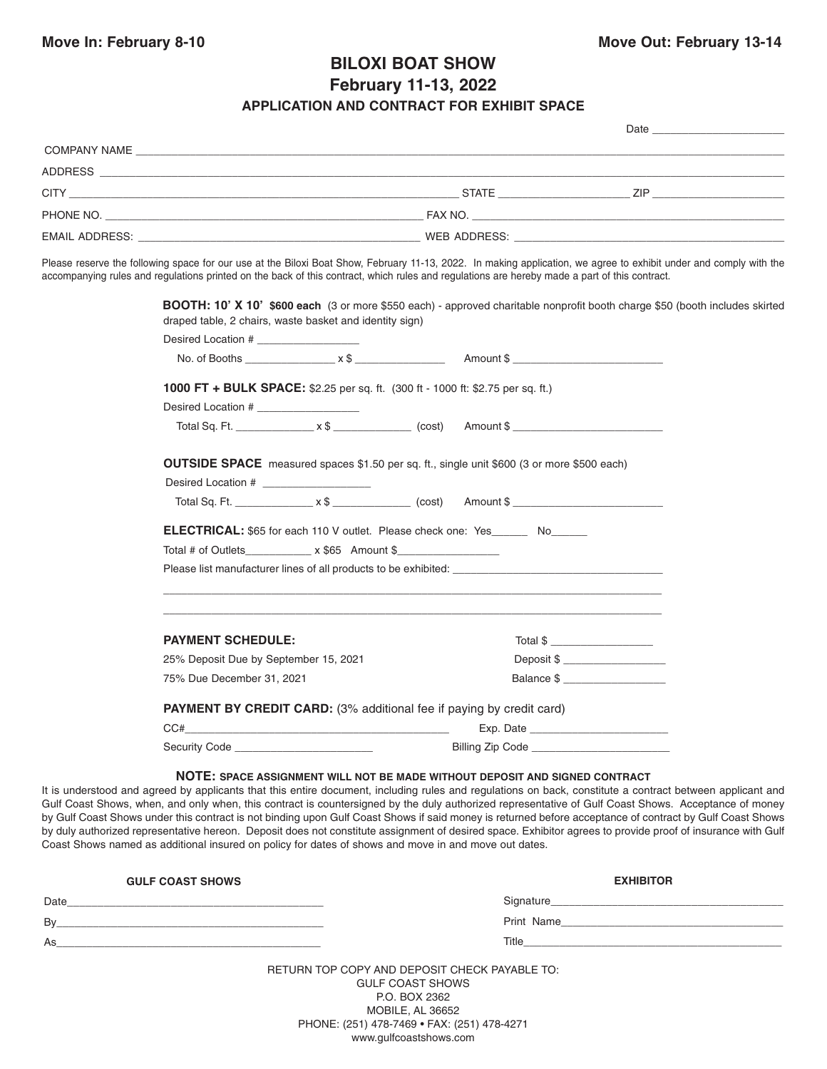**Move In: February 8-10** **Move Out: February 13-14**

# BILOXI BOAT SHOW

## February 11-13, 2022

### APPLICATION AND CONTRACT FOR EXHIBIT SPACE

Date ______________________

COMPANY NAME ______________________________________________________________________

ADDRESS ______________________________________________________________________

CITY ____________________________________ STATE ______________________ ZIP ______________________

PHONE NO. ____________________________________ FAX NO. ____________________________________

EMAIL ADDRESS: ____________________________________ WEB ADDRESS: ____________________________________

Please reserve the following space for our use at the Biloxi Boat Show, February 11-13, 2022. In making application, we agree to exhibit under and comply with the accompanying rules and regulations printed on the back of this contract, which rules and regulations are hereby made a part of this contract.

**BOOTH: 10' X 10'** **$600 each** (3 or more $550 each) - approved charitable nonprofit booth charge $50 (booth includes skirted draped table, 2 chairs, waste basket and identity sign)

Desired Location # _________________

No. of Booths _______________ x $ _______________ Amount $ _________________________

**1000 FT + BULK SPACE:** $2.25 per sq. ft. (300 ft - 1000 ft: $2.75 per sq. ft.)

Desired Location # _________________

Total Sq. Ft. _____________ x $ _____________ (cost) Amount $ _________________________

**OUTSIDE SPACE** measured spaces $1.50 per sq. ft., single unit $600 (3 or more $500 each)

Desired Location # __________________

Total Sq. Ft. _____________ x $ _____________ (cost) Amount $ _________________________

**ELECTRICAL:** $65 for each 110 V outlet. Please check one: Yes______ No______

Total # of Outlets___________ x $65 Amount $_________________

Please list manufacturer lines of all products to be exhibited: ___________________________________

_____________________________________________________________________________________

_____________________________________________________________________________________

**PAYMENT SCHEDULE:** Total $ _________________

25% Deposit Due by September 15, 2021 Deposit $ _________________

75% Due December 31, 2021 Balance $ _________________

**PAYMENT BY CREDIT CARD:** (3% additional fee if paying by credit card)

CC#____________________________________________ Exp. Date _______________________

Security Code _______________________ Billing Zip Code _______________________

**NOTE: SPACE ASSIGNMENT WILL NOT BE MADE WITHOUT DEPOSIT AND SIGNED CONTRACT**

It is understood and agreed by applicants that this entire document, including rules and regulations on back, constitute a contract between applicant and Gulf Coast Shows, when, and only when, this contract is countersigned by the duly authorized representative of Gulf Coast Shows. Acceptance of money by Gulf Coast Shows under this contract is not binding upon Gulf Coast Shows if said money is returned before acceptance of contract by Gulf Coast Shows by duly authorized representative hereon. Deposit does not constitute assignment of desired space. Exhibitor agrees to provide proof of insurance with Gulf Coast Shows named as additional insured on policy for dates of shows and move in and move out dates.

**GULF COAST SHOWS**

Date____________________________________________

By______________________________________________

As______________________________________________

**EXHIBITOR**

Signature________________________________________

Print Name_______________________________________

Title____________________________________________

RETURN TOP COPY AND DEPOSIT CHECK PAYABLE TO:
GULF COAST SHOWS
P.O. BOX 2362
MOBILE, AL 36652
PHONE: (251) 478-7469 • FAX: (251) 478-4271
www.gulfcoastshows.com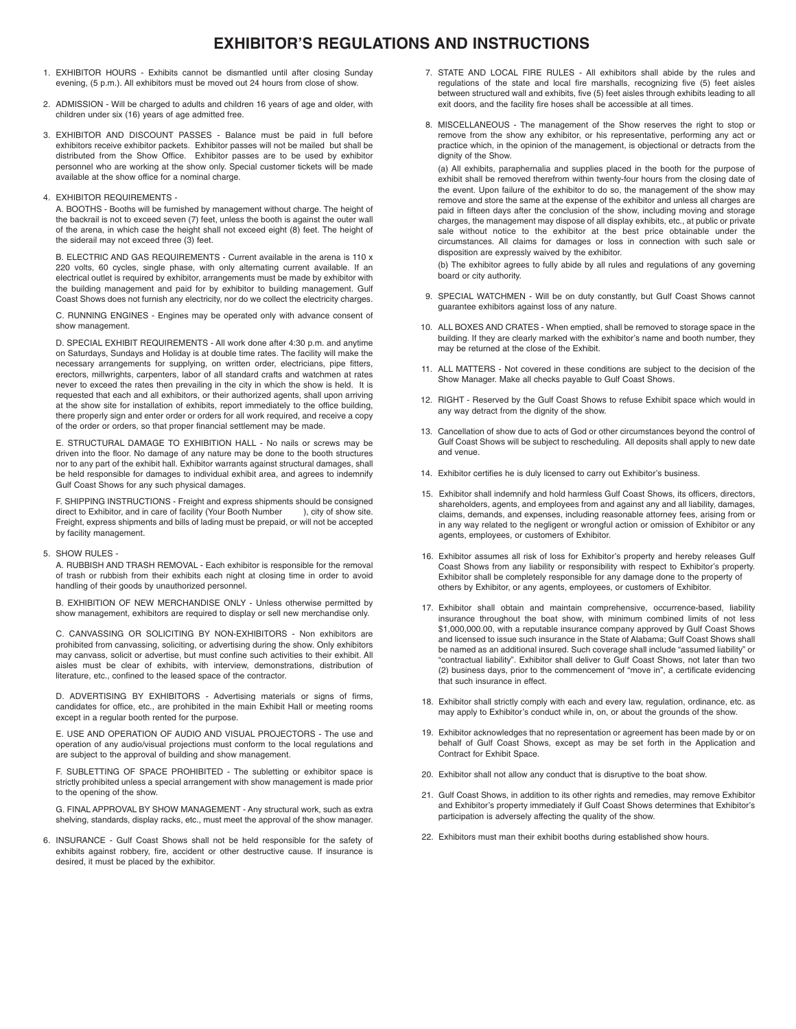# EXHIBITOR'S REGULATIONS AND INSTRUCTIONS

1. EXHIBITOR HOURS - Exhibits cannot be dismantled until after closing Sunday evening, (5 p.m.). All exhibitors must be moved out 24 hours from close of show.

2. ADMISSION - Will be charged to adults and children 16 years of age and older, with children under six (16) years of age admitted free.

3. EXHIBITOR AND DISCOUNT PASSES - Balance must be paid in full before exhibitors receive exhibitor packets. Exhibitor passes will not be mailed but shall be distributed from the Show Office. Exhibitor passes are to be used by exhibitor personnel who are working at the show only. Special customer tickets will be made available at the show office for a nominal charge.

4. EXHIBITOR REQUIREMENTS -

   A. BOOTHS - Booths will be furnished by management without charge. The height of the backrail is not to exceed seven (7) feet, unless the booth is against the outer wall of the arena, in which case the height shall not exceed eight (8) feet. The height of the siderail may not exceed three (3) feet.

   B. ELECTRIC AND GAS REQUIREMENTS - Current available in the arena is 110 x 220 volts, 60 cycles, single phase, with only alternating current available. If an electrical outlet is required by exhibitor, arrangements must be made by exhibitor with the building management and paid for by exhibitor to building management. Gulf Coast Shows does not furnish any electricity, nor do we collect the electricity charges.

   C. RUNNING ENGINES - Engines may be operated only with advance consent of show management.

   D. SPECIAL EXHIBIT REQUIREMENTS - All work done after 4:30 p.m. and anytime on Saturdays, Sundays and Holiday is at double time rates. The facility will make the necessary arrangements for supplying, on written order, electricians, pipe fitters, erectors, millwrights, carpenters, labor of all standard crafts and watchmen at rates never to exceed the rates then prevailing in the city in which the show is held. It is requested that each and all exhibitors, or their authorized agents, shall upon arriving at the show site for installation of exhibits, report immediately to the office building, there properly sign and enter order or orders for all work required, and receive a copy of the order or orders, so that proper financial settlement may be made.

   E. STRUCTURAL DAMAGE TO EXHIBITION HALL - No nails or screws may be driven into the floor. No damage of any nature may be done to the booth structures nor to any part of the exhibit hall. Exhibitor warrants against structural damages, shall be held responsible for damages to individual exhibit area, and agrees to indemnify Gulf Coast Shows for any such physical damages.

   F. SHIPPING INSTRUCTIONS - Freight and express shipments should be consigned direct to Exhibitor, and in care of facility (Your Booth Number ), city of show site. Freight, express shipments and bills of lading must be prepaid, or will not be accepted by facility management.

5. SHOW RULES -

   A. RUBBISH AND TRASH REMOVAL - Each exhibitor is responsible for the removal of trash or rubbish from their exhibits each night at closing time in order to avoid handling of their goods by unauthorized personnel.

   B. EXHIBITION OF NEW MERCHANDISE ONLY - Unless otherwise permitted by show management, exhibitors are required to display or sell new merchandise only.

   C. CANVASSING OR SOLICITING BY NON-EXHIBITORS - Non exhibitors are prohibited from canvassing, soliciting, or advertising during the show. Only exhibitors may canvass, solicit or advertise, but must confine such activities to their exhibit. All aisles must be clear of exhibits, with interview, demonstrations, distribution of literature, etc., confined to the leased space of the contractor.

   D. ADVERTISING BY EXHIBITORS - Advertising materials or signs of firms, candidates for office, etc., are prohibited in the main Exhibit Hall or meeting rooms except in a regular booth rented for the purpose.

   E. USE AND OPERATION OF AUDIO AND VISUAL PROJECTORS - The use and operation of any audio/visual projections must conform to the local regulations and are subject to the approval of building and show management.

   F. SUBLETTING OF SPACE PROHIBITED - The subletting or exhibitor space is strictly prohibited unless a special arrangement with show management is made prior to the opening of the show.

   G. FINAL APPROVAL BY SHOW MANAGEMENT - Any structural work, such as extra shelving, standards, display racks, etc., must meet the approval of the show manager.

6. INSURANCE - Gulf Coast Shows shall not be held responsible for the safety of exhibits against robbery, fire, accident or other destructive cause. If insurance is desired, it must be placed by the exhibitor.

7. STATE AND LOCAL FIRE RULES - All exhibitors shall abide by the rules and regulations of the state and local fire marshalls, recognizing five (5) feet aisles between structured wall and exhibits, five (5) feet aisles through exhibits leading to all exit doors, and the facility fire hoses shall be accessible at all times.

8. MISCELLANEOUS - The management of the Show reserves the right to stop or remove from the show any exhibitor, or his representative, performing any act or practice which, in the opinion of the management, is objectional or detracts from the dignity of the Show.

   (a) All exhibits, paraphernalia and supplies placed in the booth for the purpose of exhibit shall be removed therefrom within twenty-four hours from the closing date of the event. Upon failure of the exhibitor to do so, the management of the show may remove and store the same at the expense of the exhibitor and unless all charges are paid in fifteen days after the conclusion of the show, including moving and storage charges, the management may dispose of all display exhibits, etc., at public or private sale without notice to the exhibitor at the best price obtainable under the circumstances. All claims for damages or loss in connection with such sale or disposition are expressly waived by the exhibitor.

   (b) The exhibitor agrees to fully abide by all rules and regulations of any governing board or city authority.

9. SPECIAL WATCHMEN - Will be on duty constantly, but Gulf Coast Shows cannot guarantee exhibitors against loss of any nature.

10. ALL BOXES AND CRATES - When emptied, shall be removed to storage space in the building. If they are clearly marked with the exhibitor's name and booth number, they may be returned at the close of the Exhibit.

11. ALL MATTERS - Not covered in these conditions are subject to the decision of the Show Manager. Make all checks payable to Gulf Coast Shows.

12. RIGHT - Reserved by the Gulf Coast Shows to refuse Exhibit space which would in any way detract from the dignity of the show.

13. Cancellation of show due to acts of God or other circumstances beyond the control of Gulf Coast Shows will be subject to rescheduling. All deposits shall apply to new date and venue.

14. Exhibitor certifies he is duly licensed to carry out Exhibitor's business.

15. Exhibitor shall indemnify and hold harmless Gulf Coast Shows, its officers, directors, shareholders, agents, and employees from and against any and all liability, damages, claims, demands, and expenses, including reasonable attorney fees, arising from or in any way related to the negligent or wrongful action or omission of Exhibitor or any agents, employees, or customers of Exhibitor.

16. Exhibitor assumes all risk of loss for Exhibitor's property and hereby releases Gulf Coast Shows from any liability or responsibility with respect to Exhibitor's property. Exhibitor shall be completely responsible for any damage done to the property of others by Exhibitor, or any agents, employees, or customers of Exhibitor.

17. Exhibitor shall obtain and maintain comprehensive, occurrence-based, liability insurance throughout the boat show, with minimum combined limits of not less $1,000,000.00, with a reputable insurance company approved by Gulf Coast Shows and licensed to issue such insurance in the State of Alabama; Gulf Coast Shows shall be named as an additional insured. Such coverage shall include "assumed liability" or "contractual liability". Exhibitor shall deliver to Gulf Coast Shows, not later than two (2) business days, prior to the commencement of "move in", a certificate evidencing that such insurance in effect.

18. Exhibitor shall strictly comply with each and every law, regulation, ordinance, etc. as may apply to Exhibitor's conduct while in, on, or about the grounds of the show.

19. Exhibitor acknowledges that no representation or agreement has been made by or on behalf of Gulf Coast Shows, except as may be set forth in the Application and Contract for Exhibit Space.

20. Exhibitor shall not allow any conduct that is disruptive to the boat show.

21. Gulf Coast Shows, in addition to its other rights and remedies, may remove Exhibitor and Exhibitor's property immediately if Gulf Coast Shows determines that Exhibitor's participation is adversely affecting the quality of the show.

22. Exhibitors must man their exhibit booths during established show hours.